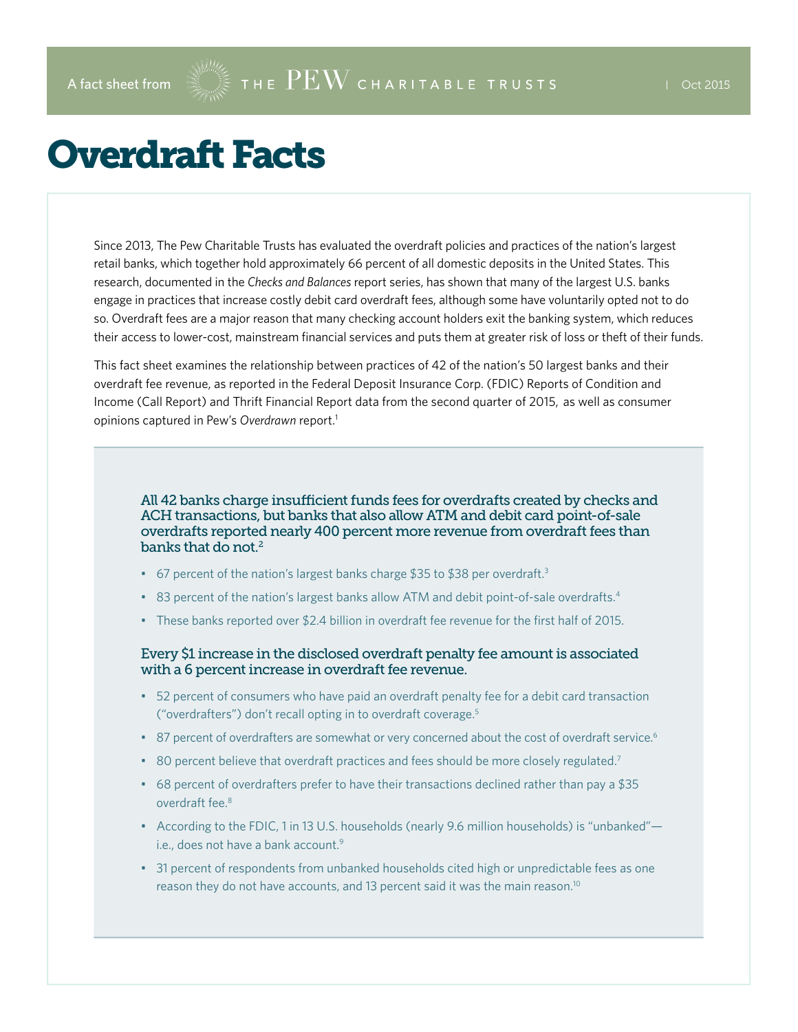A fact sheet from THE PEW CHARITABLE TRUSTS | Oct 2015

# Overdraft Facts

Since 2013, The Pew Charitable Trusts has evaluated the overdraft policies and practices of the nation's largest retail banks, which together hold approximately 66 percent of all domestic deposits in the United States. This research, documented in the *Checks and Balances* report series, has shown that many of the largest U.S. banks engage in practices that increase costly debit card overdraft fees, although some have voluntarily opted not to do so. Overdraft fees are a major reason that many checking account holders exit the banking system, which reduces their access to lower-cost, mainstream financial services and puts them at greater risk of loss or theft of their funds.

This fact sheet examines the relationship between practices of 42 of the nation's 50 largest banks and their overdraft fee revenue, as reported in the Federal Deposit Insurance Corp. (FDIC) Reports of Condition and Income (Call Report) and Thrift Financial Report data from the second quarter of 2015, as well as consumer opinions captured in Pew's *Overdrawn* report.[1]

### All 42 banks charge insufficient funds fees for overdrafts created by checks and ACH transactions, but banks that also allow ATM and debit card point-of-sale overdrafts reported nearly 400 percent more revenue from overdraft fees than banks that do not.[2]

- 67 percent of the nation's largest banks charge $35 to $38 per overdraft.[3]
- 83 percent of the nation's largest banks allow ATM and debit point-of-sale overdrafts.[4]
- These banks reported over $2.4 billion in overdraft fee revenue for the first half of 2015.

### Every $1 increase in the disclosed overdraft penalty fee amount is associated with a 6 percent increase in overdraft fee revenue.

- 52 percent of consumers who have paid an overdraft penalty fee for a debit card transaction ("overdrafters") don't recall opting in to overdraft coverage.[5]
- 87 percent of overdrafters are somewhat or very concerned about the cost of overdraft service.[6]
- 80 percent believe that overdraft practices and fees should be more closely regulated.[7]
- 68 percent of overdrafters prefer to have their transactions declined rather than pay a $35 overdraft fee.[8]
- According to the FDIC, 1 in 13 U.S. households (nearly 9.6 million households) is "unbanked"—i.e., does not have a bank account.[9]
- 31 percent of respondents from unbanked households cited high or unpredictable fees as one reason they do not have accounts, and 13 percent said it was the main reason.[10]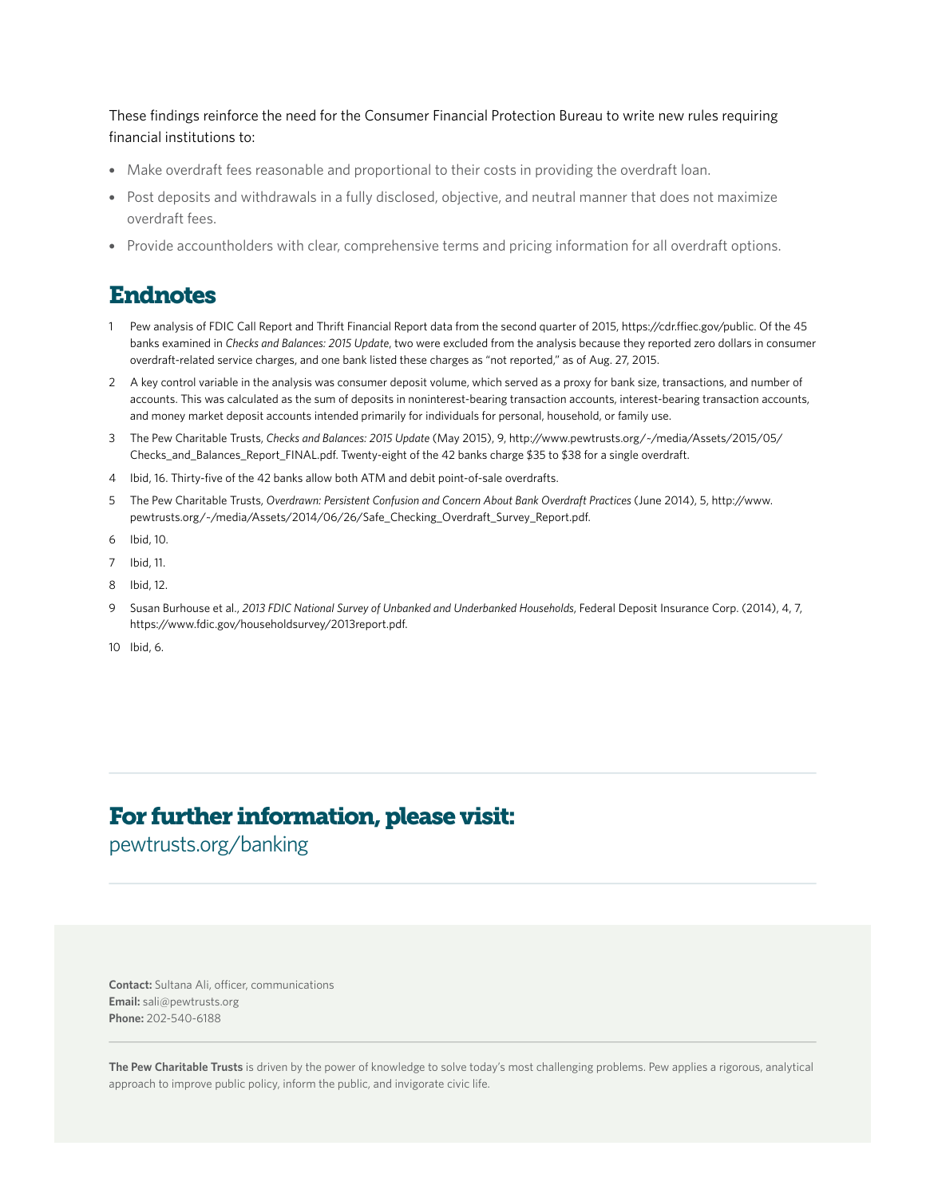These findings reinforce the need for the Consumer Financial Protection Bureau to write new rules requiring financial institutions to:

- Make overdraft fees reasonable and proportional to their costs in providing the overdraft loan.
- Post deposits and withdrawals in a fully disclosed, objective, and neutral manner that does not maximize overdraft fees.
- Provide accountholders with clear, comprehensive terms and pricing information for all overdraft options.

## Endnotes

1. Pew analysis of FDIC Call Report and Thrift Financial Report data from the second quarter of 2015, https://cdr.ffiec.gov/public. Of the 45 banks examined in *Checks and Balances: 2015 Update*, two were excluded from the analysis because they reported zero dollars in consumer overdraft-related service charges, and one bank listed these charges as "not reported," as of Aug. 27, 2015.
2. A key control variable in the analysis was consumer deposit volume, which served as a proxy for bank size, transactions, and number of accounts. This was calculated as the sum of deposits in noninterest-bearing transaction accounts, interest-bearing transaction accounts, and money market deposit accounts intended primarily for individuals for personal, household, or family use.
3. The Pew Charitable Trusts, *Checks and Balances: 2015 Update* (May 2015), 9, http://www.pewtrusts.org/~/media/Assets/2015/05/Checks_and_Balances_Report_FINAL.pdf. Twenty-eight of the 42 banks charge $35 to $38 for a single overdraft.
4. Ibid, 16. Thirty-five of the 42 banks allow both ATM and debit point-of-sale overdrafts.
5. The Pew Charitable Trusts, *Overdrawn: Persistent Confusion and Concern About Bank Overdraft Practices* (June 2014), 5, http://www.pewtrusts.org/~/media/Assets/2014/06/26/Safe_Checking_Overdraft_Survey_Report.pdf.
6. Ibid, 10.
7. Ibid, 11.
8. Ibid, 12.
9. Susan Burhouse et al., *2013 FDIC National Survey of Unbanked and Underbanked Households*, Federal Deposit Insurance Corp. (2014), 4, 7, https://www.fdic.gov/householdsurvey/2013report.pdf.
10. Ibid, 6.

## For further information, please visit:

pewtrusts.org/banking

**Contact:** Sultana Ali, officer, communications
**Email:** sali@pewtrusts.org
**Phone:** 202-540-6188

**The Pew Charitable Trusts** is driven by the power of knowledge to solve today's most challenging problems. Pew applies a rigorous, analytical approach to improve public policy, inform the public, and invigorate civic life.